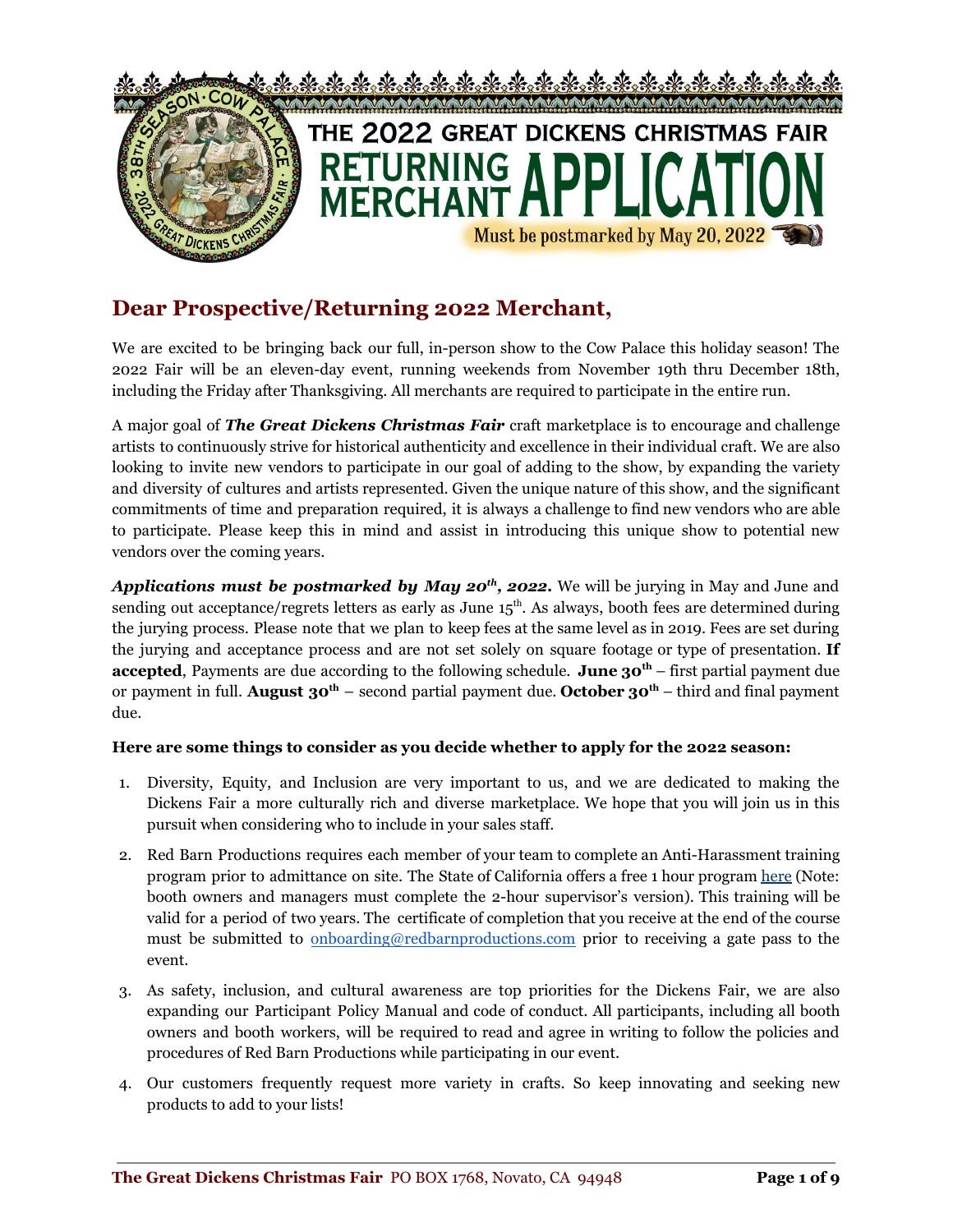# THE 2022 GREAT DICKENS CHRISTMAS FAIR RETURNING MERCHANT APPLICATION

Must be postmarked by May 20, 2022

## Dear Prospective/Returning 2022 Merchant,

We are excited to be bringing back our full, in-person show to the Cow Palace this holiday season! The 2022 Fair will be an eleven-day event, running weekends from November 19th thru December 18th, including the Friday after Thanksgiving. All merchants are required to participate in the entire run.

A major goal of ***The Great Dickens Christmas Fair*** craft marketplace is to encourage and challenge artists to continuously strive for historical authenticity and excellence in their individual craft. We are also looking to invite new vendors to participate in our goal of adding to the show, by expanding the variety and diversity of cultures and artists represented. Given the unique nature of this show, and the significant commitments of time and preparation required, it is always a challenge to find new vendors who are able to participate. Please keep this in mind and assist in introducing this unique show to potential new vendors over the coming years.

***Applications must be postmarked by May 20th, 2022.*** We will be jurying in May and June and sending out acceptance/regrets letters as early as June 15th. As always, booth fees are determined during the jurying process. Please note that we plan to keep fees at the same level as in 2019. Fees are set during the jurying and acceptance process and are not set solely on square footage or type of presentation. **If accepted**, Payments are due according to the following schedule. **June 30th** – first partial payment due or payment in full. **August 30th** – second partial payment due. **October 30th** – third and final payment due.

**Here are some things to consider as you decide whether to apply for the 2022 season:**

1. Diversity, Equity, and Inclusion are very important to us, and we are dedicated to making the Dickens Fair a more culturally rich and diverse marketplace. We hope that you will join us in this pursuit when considering who to include in your sales staff.
2. Red Barn Productions requires each member of your team to complete an Anti-Harassment training program prior to admittance on site. The State of California offers a free 1 hour program here (Note: booth owners and managers must complete the 2-hour supervisor's version). This training will be valid for a period of two years. The certificate of completion that you receive at the end of the course must be submitted to onboarding@redbarnproductions.com prior to receiving a gate pass to the event.
3. As safety, inclusion, and cultural awareness are top priorities for the Dickens Fair, we are also expanding our Participant Policy Manual and code of conduct. All participants, including all booth owners and booth workers, will be required to read and agree in writing to follow the policies and procedures of Red Barn Productions while participating in our event.
4. Our customers frequently request more variety in crafts. So keep innovating and seeking new products to add to your lists!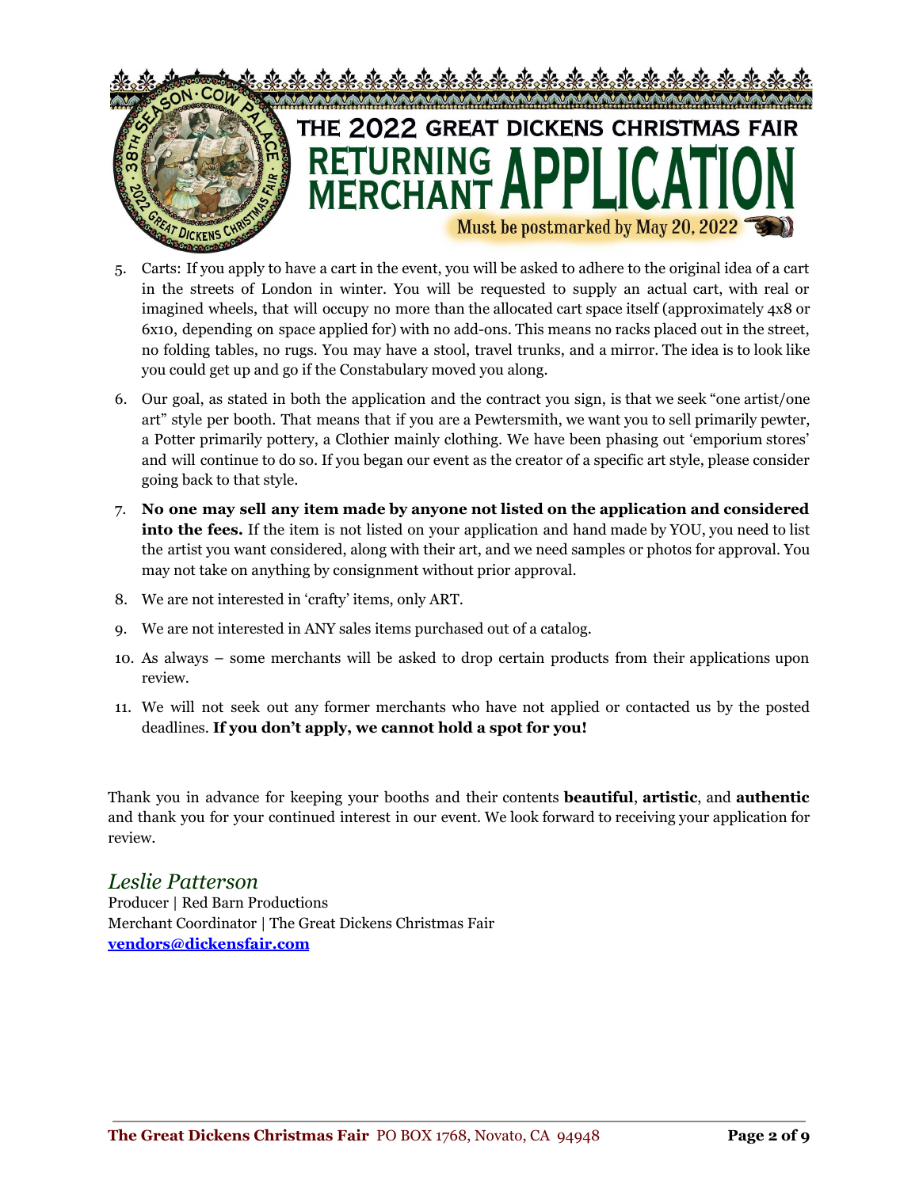# THE 2022 GREAT DICKENS CHRISTMAS FAIR RETURNING MERCHANT APPLICATION

Must be postmarked by May 20, 2022

5. Carts: If you apply to have a cart in the event, you will be asked to adhere to the original idea of a cart in the streets of London in winter. You will be requested to supply an actual cart, with real or imagined wheels, that will occupy no more than the allocated cart space itself (approximately 4x8 or 6x10, depending on space applied for) with no add-ons. This means no racks placed out in the street, no folding tables, no rugs. You may have a stool, travel trunks, and a mirror. The idea is to look like you could get up and go if the Constabulary moved you along.
6. Our goal, as stated in both the application and the contract you sign, is that we seek "one artist/one art" style per booth. That means that if you are a Pewtersmith, we want you to sell primarily pewter, a Potter primarily pottery, a Clothier mainly clothing. We have been phasing out 'emporium stores' and will continue to do so. If you began our event as the creator of a specific art style, please consider going back to that style.
7. **No one may sell any item made by anyone not listed on the application and considered into the fees.** If the item is not listed on your application and hand made by YOU, you need to list the artist you want considered, along with their art, and we need samples or photos for approval. You may not take on anything by consignment without prior approval.
8. We are not interested in 'crafty' items, only ART.
9. We are not interested in ANY sales items purchased out of a catalog.
10. As always – some merchants will be asked to drop certain products from their applications upon review.
11. We will not seek out any former merchants who have not applied or contacted us by the posted deadlines. **If you don't apply, we cannot hold a spot for you!**

Thank you in advance for keeping your booths and their contents **beautiful**, **artistic**, and **authentic** and thank you for your continued interest in our event. We look forward to receiving your application for review.

*Leslie Patterson*
Producer | Red Barn Productions
Merchant Coordinator | The Great Dickens Christmas Fair
**vendors@dickensfair.com**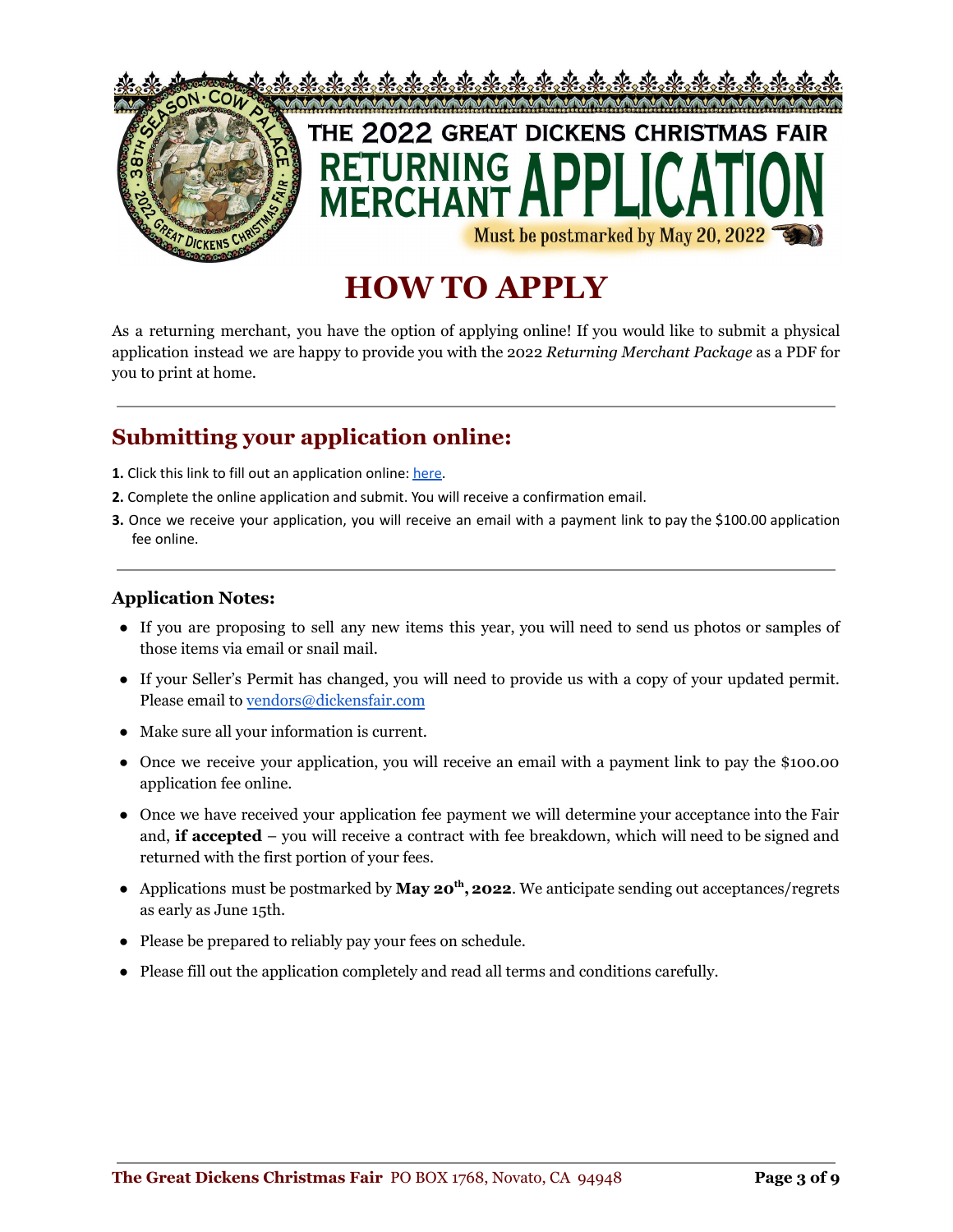# THE 2022 GREAT DICKENS CHRISTMAS FAIR RETURNING MERCHANT APPLICATION

Must be postmarked by May 20, 2022

# HOW TO APPLY

As a returning merchant, you have the option of applying online! If you would like to submit a physical application instead we are happy to provide you with the 2022 *Returning Merchant Package* as a PDF for you to print at home.

---

## Submitting your application online:

**1.** Click this link to fill out an application online: here.

**2.** Complete the online application and submit. You will receive a confirmation email.

**3.** Once we receive your application, you will receive an email with a payment link to pay the $100.00 application fee online.

---

### Application Notes:

- If you are proposing to sell any new items this year, you will need to send us photos or samples of those items via email or snail mail.
- If your Seller's Permit has changed, you will need to provide us with a copy of your updated permit. Please email to vendors@dickensfair.com
- Make sure all your information is current.
- Once we receive your application, you will receive an email with a payment link to pay the $100.00 application fee online.
- Once we have received your application fee payment we will determine your acceptance into the Fair and, **if accepted** – you will receive a contract with fee breakdown, which will need to be signed and returned with the first portion of your fees.
- Applications must be postmarked by **May 20th, 2022**. We anticipate sending out acceptances/regrets as early as June 15th.
- Please be prepared to reliably pay your fees on schedule.
- Please fill out the application completely and read all terms and conditions carefully.

**The Great Dickens Christmas Fair** PO BOX 1768, Novato, CA 94948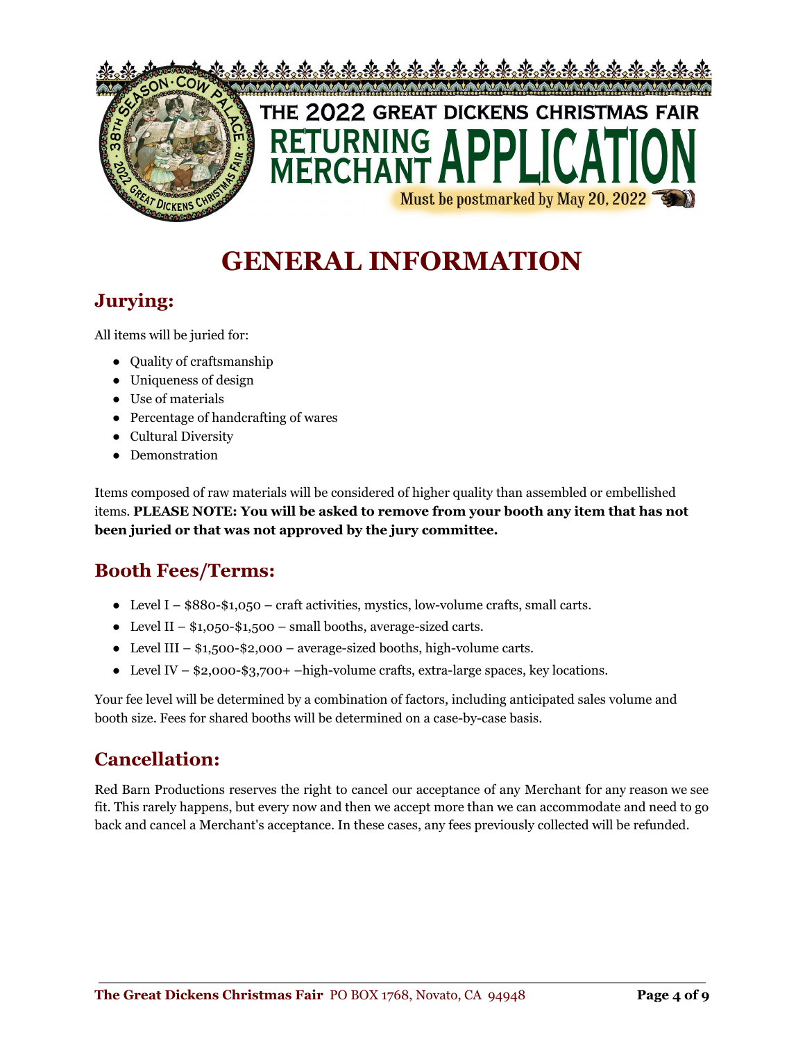THE 2022 GREAT DICKENS CHRISTMAS FAIR

RETURNING MERCHANT APPLICATION

Must be postmarked by May 20, 2022

# GENERAL INFORMATION

## Jurying:

All items will be juried for:

- Quality of craftsmanship
- Uniqueness of design
- Use of materials
- Percentage of handcrafting of wares
- Cultural Diversity
- Demonstration

Items composed of raw materials will be considered of higher quality than assembled or embellished items. **PLEASE NOTE: You will be asked to remove from your booth any item that has not been juried or that was not approved by the jury committee.**

## Booth Fees/Terms:

- Level I – $880-$1,050 – craft activities, mystics, low-volume crafts, small carts.
- Level II – $1,050-$1,500 – small booths, average-sized carts.
- Level III – $1,500-$2,000 – average-sized booths, high-volume carts.
- Level IV – $2,000-$3,700+ –high-volume crafts, extra-large spaces, key locations.

Your fee level will be determined by a combination of factors, including anticipated sales volume and booth size. Fees for shared booths will be determined on a case-by-case basis.

## Cancellation:

Red Barn Productions reserves the right to cancel our acceptance of any Merchant for any reason we see fit. This rarely happens, but every now and then we accept more than we can accommodate and need to go back and cancel a Merchant's acceptance. In these cases, any fees previously collected will be refunded.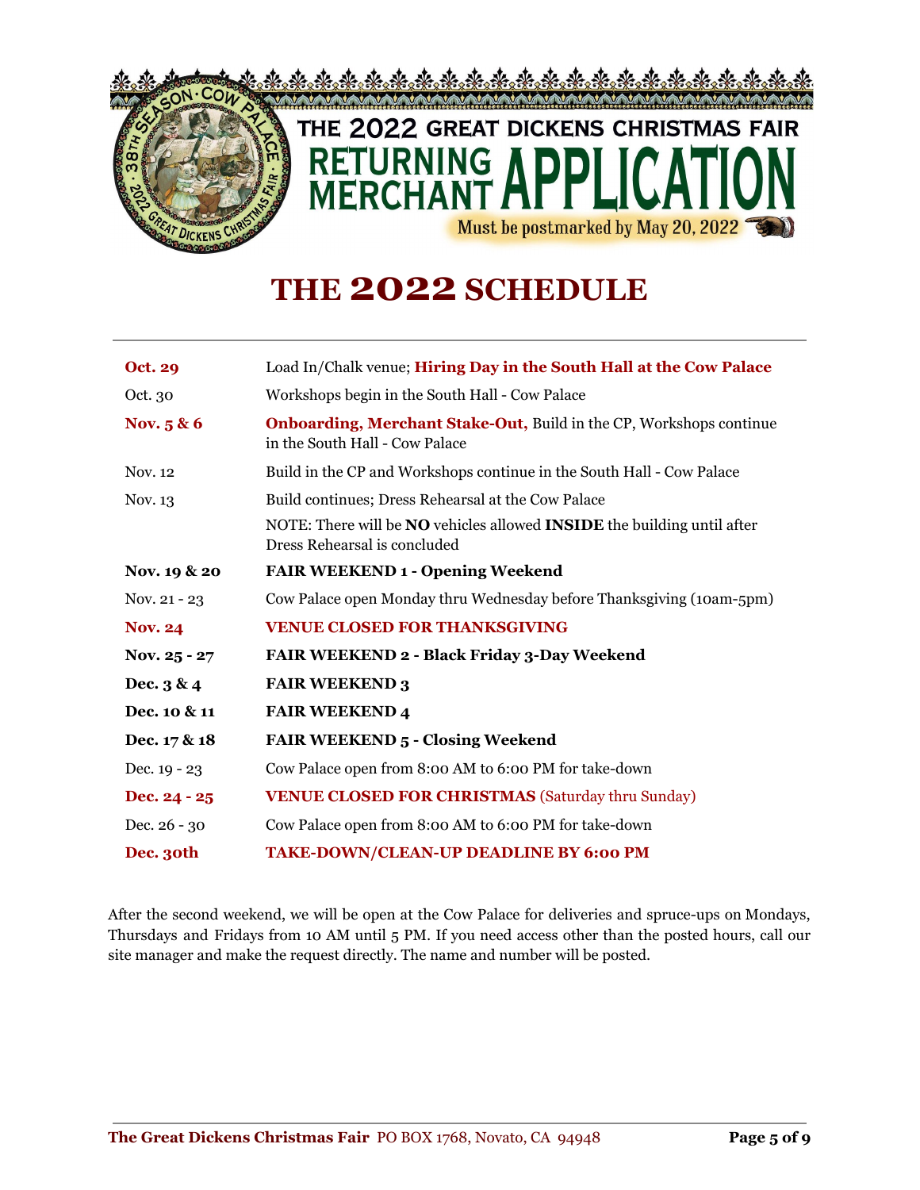# THE 2022 GREAT DICKENS CHRISTMAS FAIR RETURNING MERCHANT APPLICATION

Must be postmarked by May 20, 2022

## THE 2022 SCHEDULE

| | |
|---|---|
| **Oct. 29** | Load In/Chalk venue; **Hiring Day in the South Hall at the Cow Palace** |
| Oct. 30 | Workshops begin in the South Hall - Cow Palace |
| **Nov. 5 & 6** | **Onboarding, Merchant Stake-Out,** Build in the CP, Workshops continue in the South Hall - Cow Palace |
| Nov. 12 | Build in the CP and Workshops continue in the South Hall - Cow Palace |
| Nov. 13 | Build continues; Dress Rehearsal at the Cow Palace<br>NOTE: There will be **NO** vehicles allowed **INSIDE** the building until after Dress Rehearsal is concluded |
| **Nov. 19 & 20** | **FAIR WEEKEND 1 - Opening Weekend** |
| Nov. 21 - 23 | Cow Palace open Monday thru Wednesday before Thanksgiving (10am-5pm) |
| **Nov. 24** | **VENUE CLOSED FOR THANKSGIVING** |
| **Nov. 25 - 27** | **FAIR WEEKEND 2 - Black Friday 3-Day Weekend** |
| **Dec. 3 & 4** | **FAIR WEEKEND 3** |
| **Dec. 10 & 11** | **FAIR WEEKEND 4** |
| **Dec. 17 & 18** | **FAIR WEEKEND 5 - Closing Weekend** |
| Dec. 19 - 23 | Cow Palace open from 8:00 AM to 6:00 PM for take-down |
| **Dec. 24 - 25** | **VENUE CLOSED FOR CHRISTMAS** (Saturday thru Sunday) |
| Dec. 26 - 30 | Cow Palace open from 8:00 AM to 6:00 PM for take-down |
| **Dec. 30th** | **TAKE-DOWN/CLEAN-UP DEADLINE BY 6:00 PM** |

After the second weekend, we will be open at the Cow Palace for deliveries and spruce-ups on Mondays, Thursdays and Fridays from 10 AM until 5 PM. If you need access other than the posted hours, call our site manager and make the request directly. The name and number will be posted.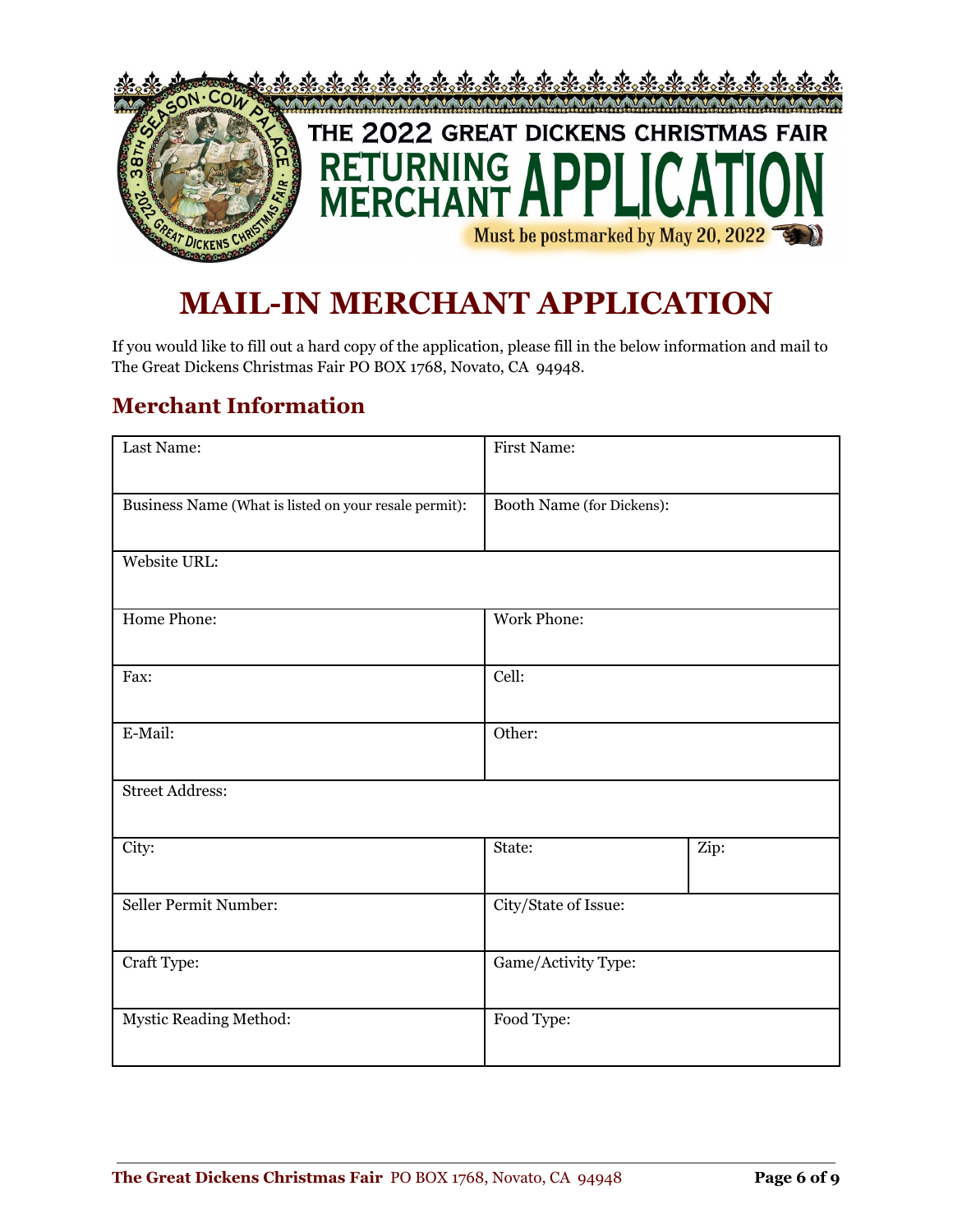THE 2022 GREAT DICKENS CHRISTMAS FAIR

RETURNING MERCHANT APPLICATION

Must be postmarked by May 20, 2022

# MAIL-IN MERCHANT APPLICATION

If you would like to fill out a hard copy of the application, please fill in the below information and mail to The Great Dickens Christmas Fair PO BOX 1768, Novato, CA 94948.

## Merchant Information

| Last Name: | First Name: | |
|---|---|---|
| Business Name (What is listed on your resale permit): | Booth Name (for Dickens): | |
| Website URL: | | |
| Home Phone: | Work Phone: | |
| Fax: | Cell: | |
| E-Mail: | Other: | |
| Street Address: | | |
| City: | State: | Zip: |
| Seller Permit Number: | City/State of Issue: | |
| Craft Type: | Game/Activity Type: | |
| Mystic Reading Method: | Food Type: | |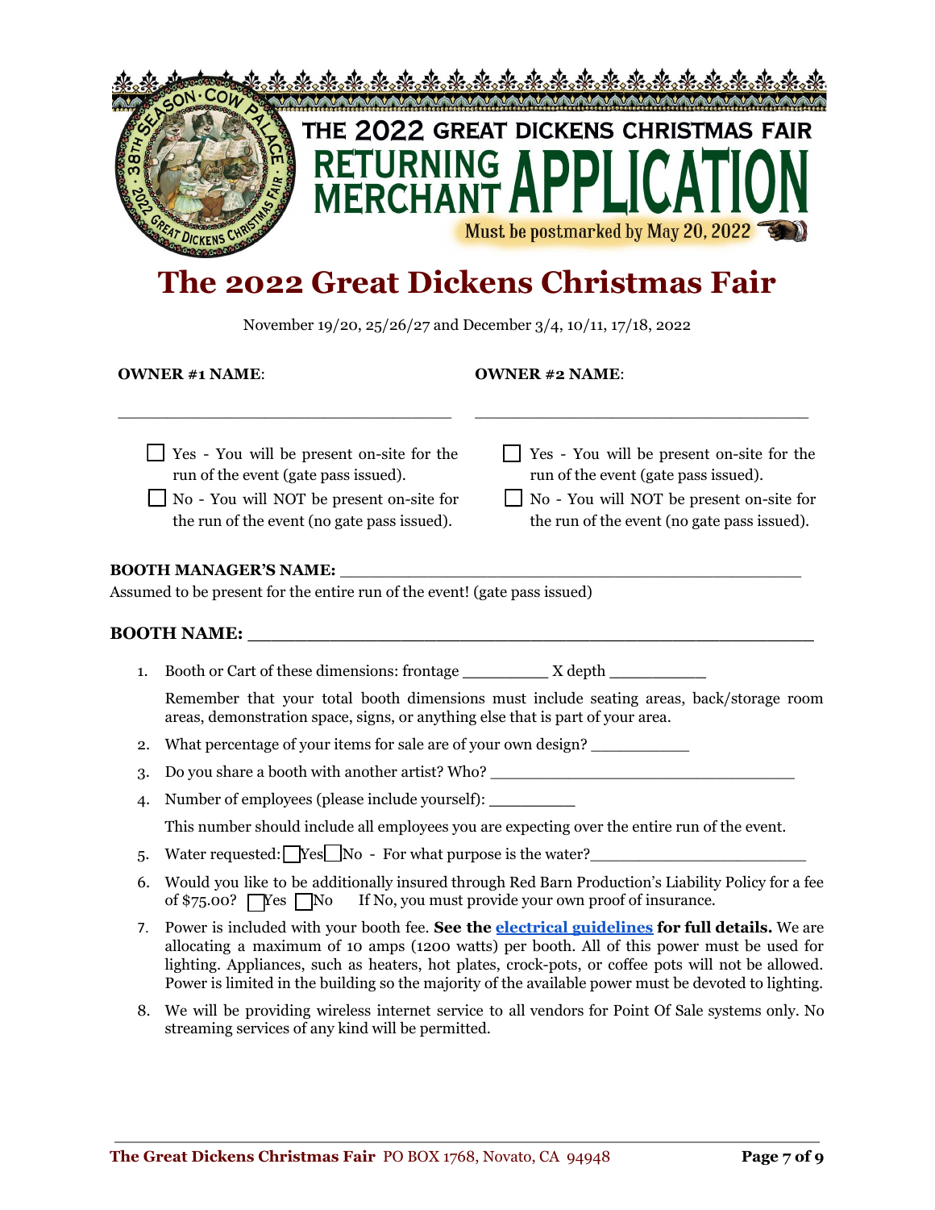THE 2022 GREAT DICKENS CHRISTMAS FAIR

# RETURNING MERCHANT APPLICATION

Must be postmarked by May 20, 2022

# The 2022 Great Dickens Christmas Fair

November 19/20, 25/26/27 and December 3/4, 10/11, 17/18, 2022

**OWNER #1 NAME**: ___________________________________

- ☐ Yes - You will be present on-site for the run of the event (gate pass issued).
- ☐ No - You will NOT be present on-site for the run of the event (no gate pass issued).

**OWNER #2 NAME**: ___________________________________

- ☐ Yes - You will be present on-site for the run of the event (gate pass issued).
- ☐ No - You will NOT be present on-site for the run of the event (no gate pass issued).

**BOOTH MANAGER'S NAME:** _____________________________________________
Assumed to be present for the entire run of the event! (gate pass issued)

**BOOTH NAME:** ________________________________________________________

1. Booth or Cart of these dimensions: frontage _________ X depth __________

   Remember that your total booth dimensions must include seating areas, back/storage room areas, demonstration space, signs, or anything else that is part of your area.
2. What percentage of your items for sale are of your own design? __________
3. Do you share a booth with another artist? Who? ________________________________
4. Number of employees (please include yourself): _________

   This number should include all employees you are expecting over the entire run of the event.
5. Water requested: ☐Yes ☐No - For what purpose is the water?_______________________
6. Would you like to be additionally insured through Red Barn Production's Liability Policy for a fee of $75.00? ☐Yes ☐No If No, you must provide your own proof of insurance.
7. Power is included with your booth fee. **See the electrical guidelines for full details.** We are allocating a maximum of 10 amps (1200 watts) per booth. All of this power must be used for lighting. Appliances, such as heaters, hot plates, crock-pots, or coffee pots will not be allowed. Power is limited in the building so the majority of the available power must be devoted to lighting.
8. We will be providing wireless internet service to all vendors for Point Of Sale systems only. No streaming services of any kind will be permitted.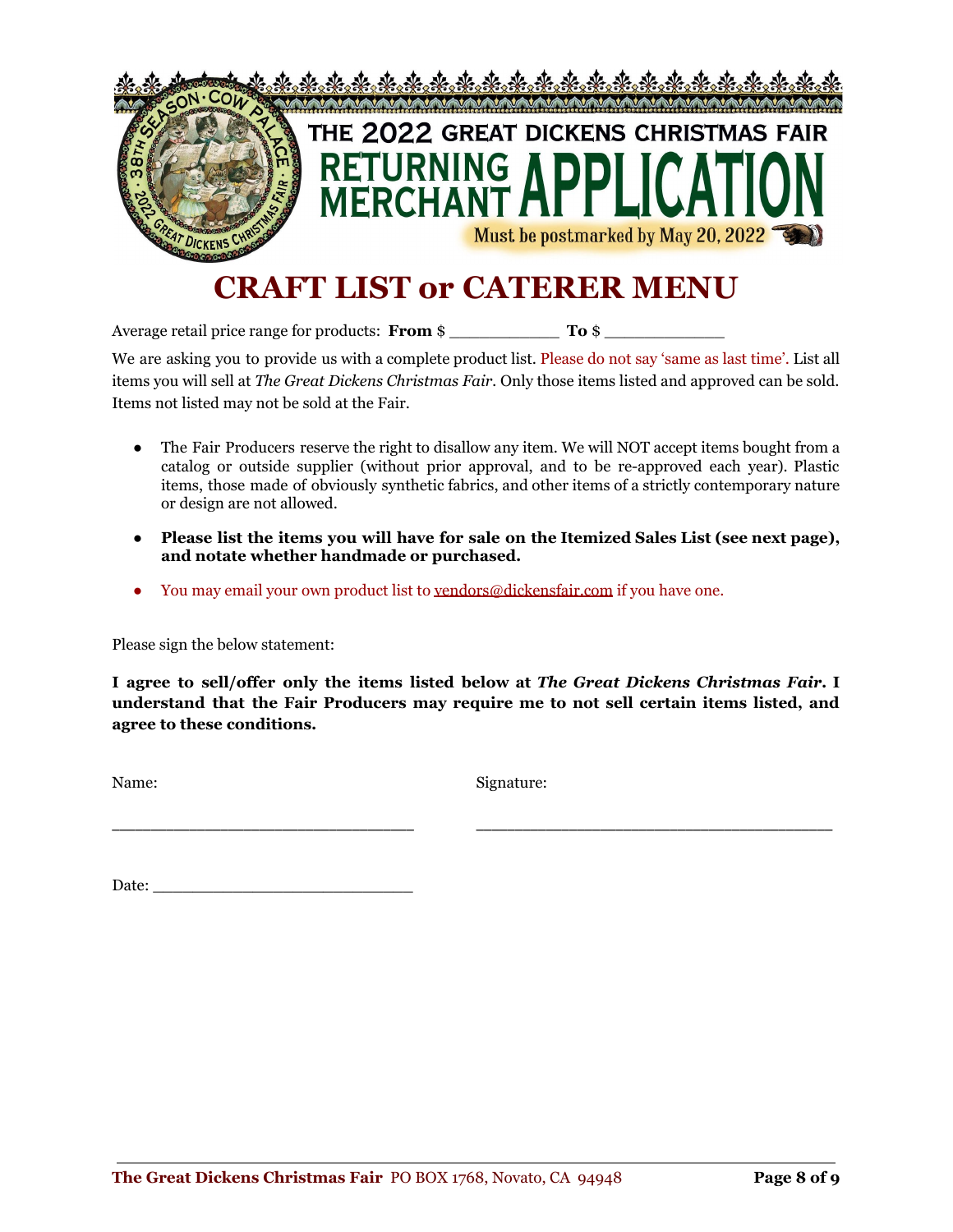THE 2022 GREAT DICKENS CHRISTMAS FAIR

# RETURNING MERCHANT APPLICATION

Must be postmarked by May 20, 2022

# CRAFT LIST or CATERER MENU

Average retail price range for products: **From** $ ___________ **To** $ ____________

We are asking you to provide us with a complete product list. Please do not say 'same as last time'. List all items you will sell at *The Great Dickens Christmas Fair*. Only those items listed and approved can be sold. Items not listed may not be sold at the Fair.

- The Fair Producers reserve the right to disallow any item. We will NOT accept items bought from a catalog or outside supplier (without prior approval, and to be re-approved each year). Plastic items, those made of obviously synthetic fabrics, and other items of a strictly contemporary nature or design are not allowed.
- **Please list the items you will have for sale on the Itemized Sales List (see next page), and notate whether handmade or purchased.**
- You may email your own product list to vendors@dickensfair.com if you have one.

Please sign the below statement:

**I agree to sell/offer only the items listed below at *The Great Dickens Christmas Fair*. I understand that the Fair Producers may require me to not sell certain items listed, and agree to these conditions.**

Name: ______________________________

Signature: ___________________________________

Date: __________________________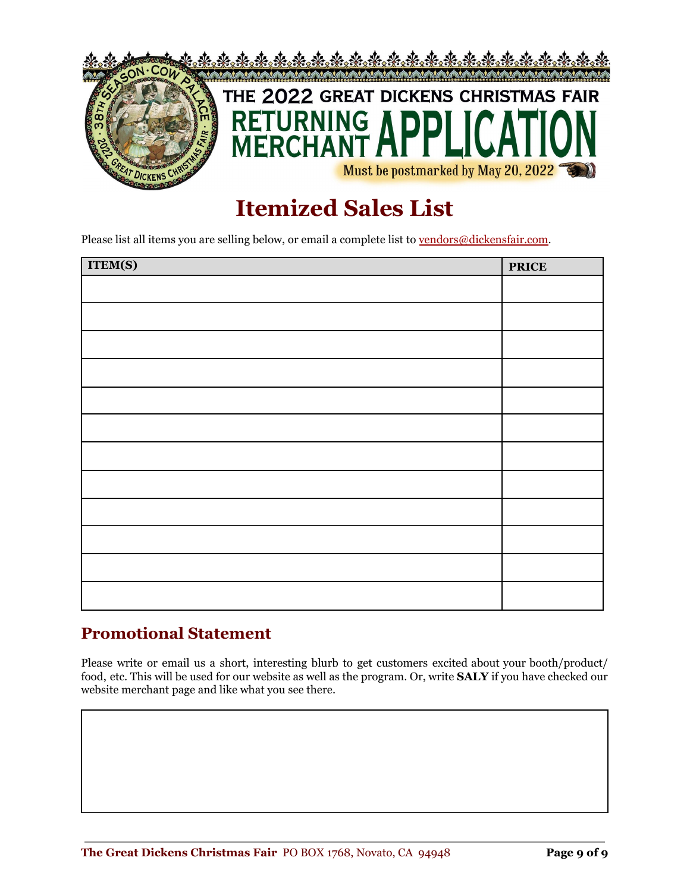THE 2022 GREAT DICKENS CHRISTMAS FAIR

RETURNING MERCHANT APPLICATION

Must be postmarked by May 20, 2022

# Itemized Sales List

Please list all items you are selling below, or email a complete list to vendors@dickensfair.com.

| ITEM(S) | PRICE |
|---|---|
| | |
| | |
| | |
| | |
| | |
| | |
| | |
| | |
| | |
| | |
| | |
| | |

## Promotional Statement

Please write or email us a short, interesting blurb to get customers excited about your booth/product/food, etc. This will be used for our website as well as the program. Or, write **SALY** if you have checked our website merchant page and like what you see there.